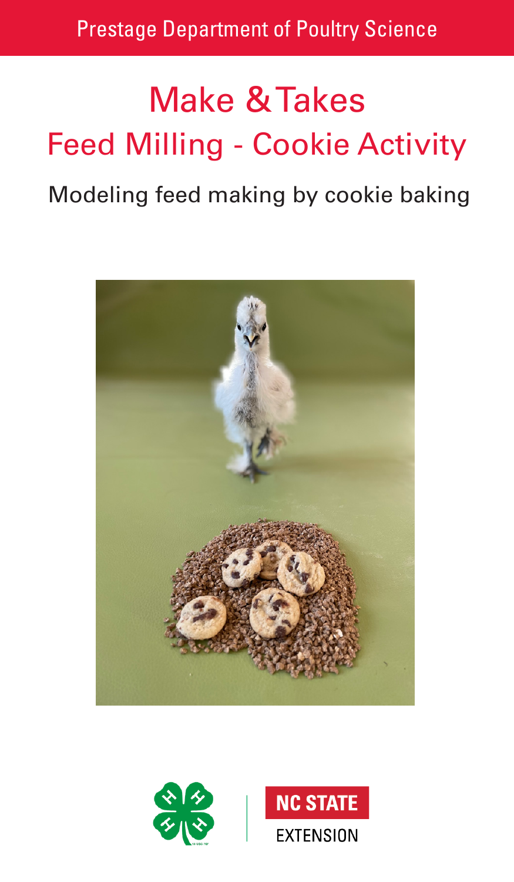Prestage Department of Poultry Science

# Make & Takes

## Feed Milling - Cookie Activity

Modeling feed making by cookie baking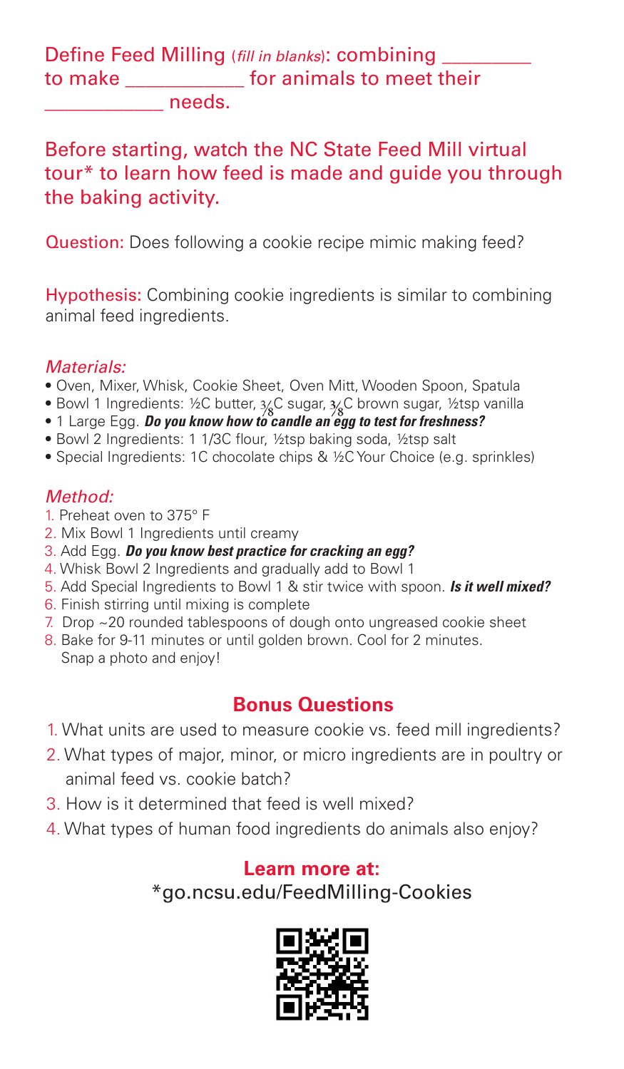Define Feed Milling (*fill in blanks*): combining _________ to make ____________ for animals to meet their ____________ needs.

Before starting, watch the NC State Feed Mill virtual tour* to learn how feed is made and guide you through the baking activity.

Question: Does following a cookie recipe mimic making feed?

Hypothesis: Combining cookie ingredients is similar to combining animal feed ingredients.

*Materials:*

- Oven, Mixer, Whisk, Cookie Sheet, Oven Mitt, Wooden Spoon, Spatula
- Bowl 1 Ingredients: ½C butter, 3/8C sugar, 3/8C brown sugar, ½tsp vanilla
- 1 Large Egg. ***Do you know how to candle an egg to test for freshness?***
- Bowl 2 Ingredients: 1 1/3C flour, ½tsp baking soda, ½tsp salt
- Special Ingredients: 1C chocolate chips & ½C Your Choice (e.g. sprinkles)

*Method:*

1. Preheat oven to 375° F
2. Mix Bowl 1 Ingredients until creamy
3. Add Egg. ***Do you know best practice for cracking an egg?***
4. Whisk Bowl 2 Ingredients and gradually add to Bowl 1
5. Add Special Ingredients to Bowl 1 & stir twice with spoon. ***Is it well mixed?***
6. Finish stirring until mixing is complete
7. Drop ~20 rounded tablespoons of dough onto ungreased cookie sheet
8. Bake for 9-11 minutes or until golden brown. Cool for 2 minutes. Snap a photo and enjoy!

## Bonus Questions

1. What units are used to measure cookie vs. feed mill ingredients?
2. What types of major, minor, or micro ingredients are in poultry or animal feed vs. cookie batch?
3. How is it determined that feed is well mixed?
4. What types of human food ingredients do animals also enjoy?

**Learn more at:**

*go.ncsu.edu/FeedMilling-Cookies